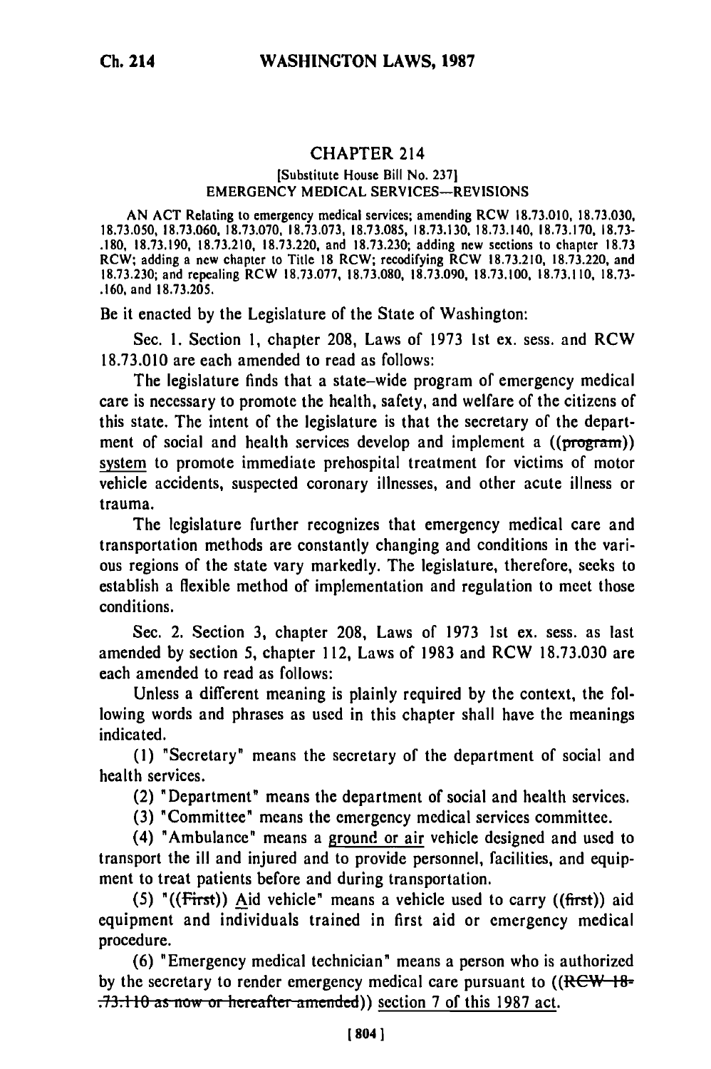# CHAPTER 214

[Substitute House Bill No. 237]

EMERGENCY MEDICAL SERVICES—REVISIONS

AN ACT Relating to emergency medical services; amending RCW 18.73.010, 18.73.030, 18.73.050, 18.73.060, 18.73.070, 18.73.073, 18.73.085, 18.73.130, 18.73.140, 18.73.170, 18.73.180, 18.73.190, 18.73.210, 18.73.220, and 18.73.230; adding new sections to chapter 18.73 RCW; adding a new chapter to Title 18 RCW; recodifying RCW 18.73.210, 18.73.220, and 18.73.230; and repealing RCW 18.73.077, 18.73.080, 18.73.090, 18.73.100, 18.73.110, 18.73.160, and 18.73.205.

Be it enacted by the Legislature of the State of Washington:

Sec. 1. Section 1, chapter 208, Laws of 1973 1st ex. sess. and RCW 18.73.010 are each amended to read as follows:

The legislature finds that a state-wide program of emergency medical care is necessary to promote the health, safety, and welfare of the citizens of this state. The intent of the legislature is that the secretary of the department of social and health services develop and implement a ((~~program~~)) <u>system</u> to promote immediate prehospital treatment for victims of motor vehicle accidents, suspected coronary illnesses, and other acute illness or trauma.

The legislature further recognizes that emergency medical care and transportation methods are constantly changing and conditions in the various regions of the state vary markedly. The legislature, therefore, seeks to establish a flexible method of implementation and regulation to meet those conditions.

Sec. 2. Section 3, chapter 208, Laws of 1973 1st ex. sess. as last amended by section 5, chapter 112, Laws of 1983 and RCW 18.73.030 are each amended to read as follows:

Unless a different meaning is plainly required by the context, the following words and phrases as used in this chapter shall have the meanings indicated.

(1) "Secretary" means the secretary of the department of social and health services.

(2) "Department" means the department of social and health services.

(3) "Committee" means the emergency medical services committee.

(4) "Ambulance" means a <u>ground or air</u> vehicle designed and used to transport the ill and injured and to provide personnel, facilities, and equipment to treat patients before and during transportation.

(5) "((~~First~~)) <u>Aid</u> vehicle" means a vehicle used to carry ((~~first~~)) aid equipment and individuals trained in first aid or emergency medical procedure.

(6) "Emergency medical technician" means a person who is authorized by the secretary to render emergency medical care pursuant to ((~~RCW 18.73.110 as now or hereafter amended~~)) <u>section 7 of this 1987 act</u>.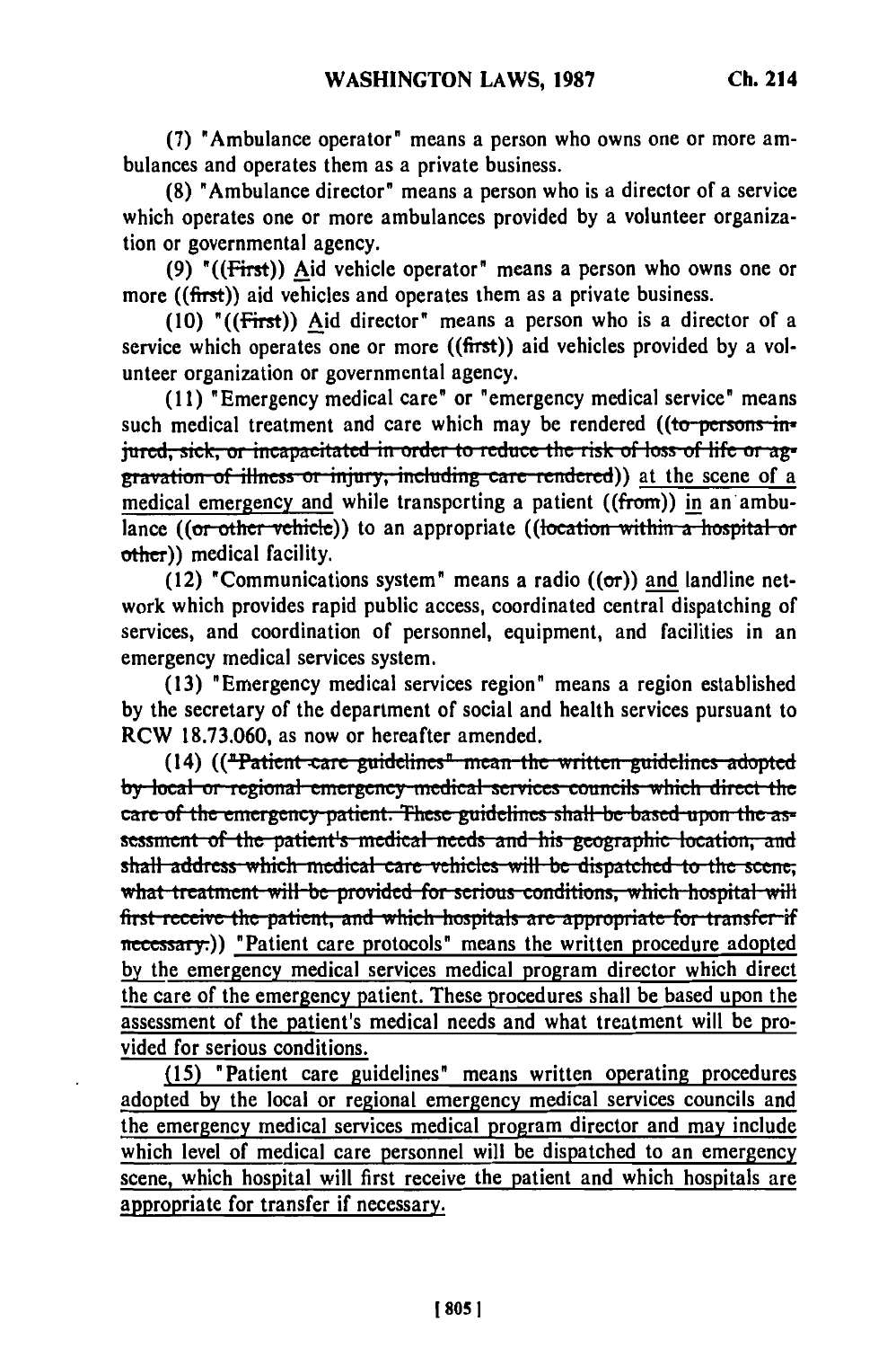(7) "Ambulance operator" means a person who owns one or more ambulances and operates them as a private business.

(8) "Ambulance director" means a person who is a director of a service which operates one or more ambulances provided by a volunteer organization or governmental agency.

(9) "((First)) Aid vehicle operator" means a person who owns one or more ((first)) aid vehicles and operates them as a private business.

(10) "((First)) Aid director" means a person who is a director of a service which operates one or more ((first)) aid vehicles provided by a volunteer organization or governmental agency.

(11) "Emergency medical care" or "emergency medical service" means such medical treatment and care which may be rendered ((to persons injured, sick, or incapacitated in order to reduce the risk of loss of life or aggravation of illness or injury, including care rendered)) at the scene of a medical emergency and while transporting a patient ((from)) in an ambulance ((or other vehicle)) to an appropriate ((location within a hospital or other)) medical facility.

(12) "Communications system" means a radio ((or)) and landline network which provides rapid public access, coordinated central dispatching of services, and coordination of personnel, equipment, and facilities in an emergency medical services system.

(13) "Emergency medical services region" means a region established by the secretary of the department of social and health services pursuant to RCW 18.73.060, as now or hereafter amended.

(14) (("Patient care guidelines" mean the written guidelines adopted by local or regional emergency medical services councils which direct the care of the emergency patient. These guidelines shall be based upon the assessment of the patient's medical needs and his geographic location, and shall address which medical care vehicles will be dispatched to the scene, what treatment will be provided for serious conditions, which hospital will first receive the patient, and which hospitals are appropriate for transfer if necessary.)) "Patient care protocols" means the written procedure adopted by the emergency medical services medical program director which direct the care of the emergency patient. These procedures shall be based upon the assessment of the patient's medical needs and what treatment will be provided for serious conditions.

(15) "Patient care guidelines" means written operating procedures adopted by the local or regional emergency medical services councils and the emergency medical services medical program director and may include which level of medical care personnel will be dispatched to an emergency scene, which hospital will first receive the patient and which hospitals are appropriate for transfer if necessary.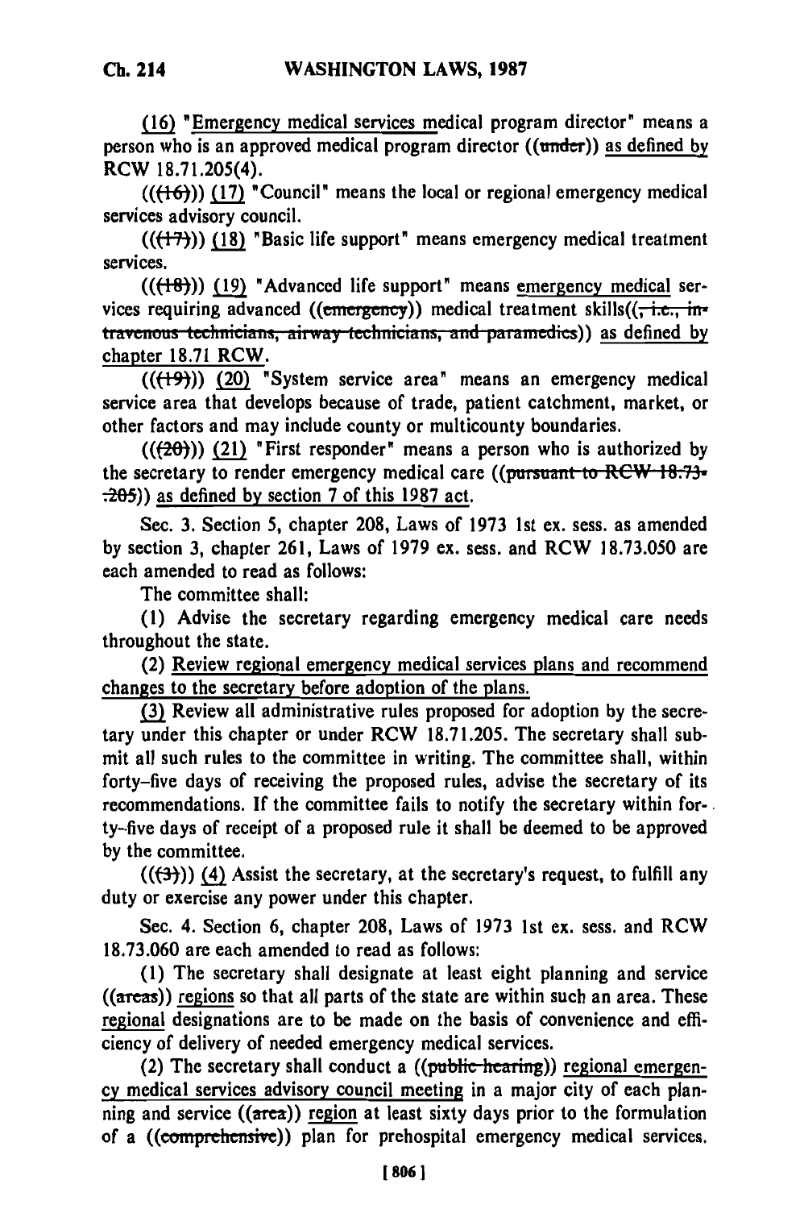(16) "Emergency medical services medical program director" means a person who is an approved medical program director ((~~under~~)) as defined by RCW 18.71.205(4).

(((~~16~~))) (17) "Council" means the local or regional emergency medical services advisory council.

(((~~17~~))) (18) "Basic life support" means emergency medical treatment services.

(((~~18~~))) (19) "Advanced life support" means emergency medical services requiring advanced ((~~emergency~~)) medical treatment skills((~~, i.e., intravenous technicians, airway technicians, and paramedics~~)) as defined by chapter 18.71 RCW.

(((~~19~~))) (20) "System service area" means an emergency medical service area that develops because of trade, patient catchment, market, or other factors and may include county or multicounty boundaries.

(((~~20~~))) (21) "First responder" means a person who is authorized by the secretary to render emergency medical care ((~~pursuant to RCW 18.73.205~~)) as defined by section 7 of this 1987 act.

Sec. 3. Section 5, chapter 208, Laws of 1973 1st ex. sess. as amended by section 3, chapter 261, Laws of 1979 ex. sess. and RCW 18.73.050 are each amended to read as follows:

The committee shall:

(1) Advise the secretary regarding emergency medical care needs throughout the state.

(2) Review regional emergency medical services plans and recommend changes to the secretary before adoption of the plans.

(3) Review all administrative rules proposed for adoption by the secretary under this chapter or under RCW 18.71.205. The secretary shall submit all such rules to the committee in writing. The committee shall, within forty-five days of receiving the proposed rules, advise the secretary of its recommendations. If the committee fails to notify the secretary within forty-five days of receipt of a proposed rule it shall be deemed to be approved by the committee.

(((~~3~~))) (4) Assist the secretary, at the secretary's request, to fulfill any duty or exercise any power under this chapter.

Sec. 4. Section 6, chapter 208, Laws of 1973 1st ex. sess. and RCW 18.73.060 are each amended to read as follows:

(1) The secretary shall designate at least eight planning and service ((~~areas~~)) regions so that all parts of the state are within such an area. These regional designations are to be made on the basis of convenience and efficiency of delivery of needed emergency medical services.

(2) The secretary shall conduct a ((~~public hearing~~)) regional emergency medical services advisory council meeting in a major city of each planning and service ((~~area~~)) region at least sixty days prior to the formulation of a ((~~comprehensive~~)) plan for prehospital emergency medical services.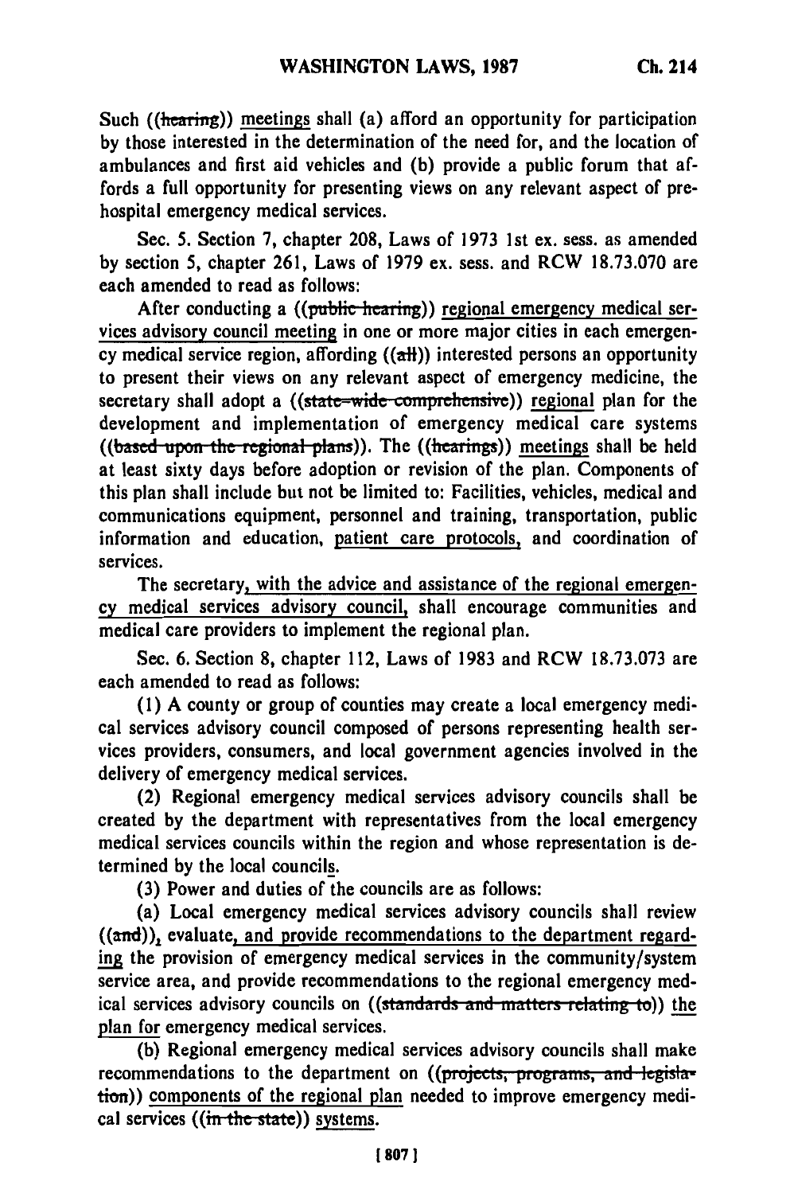Such ((~~hearing~~)) meetings shall (a) afford an opportunity for participation by those interested in the determination of the need for, and the location of ambulances and first aid vehicles and (b) provide a public forum that affords a full opportunity for presenting views on any relevant aspect of prehospital emergency medical services.

Sec. 5. Section 7, chapter 208, Laws of 1973 1st ex. sess. as amended by section 5, chapter 261, Laws of 1979 ex. sess. and RCW 18.73.070 are each amended to read as follows:

After conducting a ((~~public hearing~~)) <u>regional emergency medical services advisory council meeting</u> in one or more major cities in each emergency medical service region, affording ((~~all~~)) interested persons an opportunity to present their views on any relevant aspect of emergency medicine, the secretary shall adopt a ((~~state-wide comprehensive~~)) <u>regional</u> plan for the development and implementation of emergency medical care systems ((~~based upon the regional plans~~)). The ((~~hearings~~)) <u>meetings</u> shall be held at least sixty days before adoption or revision of the plan. Components of this plan shall include but not be limited to: Facilities, vehicles, medical and communications equipment, personnel and training, transportation, public information and education, <u>patient care protocols,</u> and coordination of services.

The secretary<u>, with the advice and assistance of the regional emergency medical services advisory council,</u> shall encourage communities and medical care providers to implement the regional plan.

Sec. 6. Section 8, chapter 112, Laws of 1983 and RCW 18.73.073 are each amended to read as follows:

(1) A county or group of counties may create a local emergency medical services advisory council composed of persons representing health services providers, consumers, and local government agencies involved in the delivery of emergency medical services.

(2) Regional emergency medical services advisory councils shall be created by the department with representatives from the local emergency medical services councils within the region and whose representation is determined by the local council<u>s</u>.

(3) Power and duties of the councils are as follows:

(a) Local emergency medical services advisory councils shall review ((~~and~~))<u>,</u> evaluate<u>, and provide recommendations to the department regarding</u> the provision of emergency medical services in the community/system service area, and provide recommendations to the regional emergency medical services advisory councils on ((~~standards and matters relating to~~)) <u>the plan for</u> emergency medical services.

(b) Regional emergency medical services advisory councils shall make recommendations to the department on ((~~projects, programs, and legislation~~)) <u>components of the regional plan</u> needed to improve emergency medical services ((~~in the state~~)) <u>systems</u>.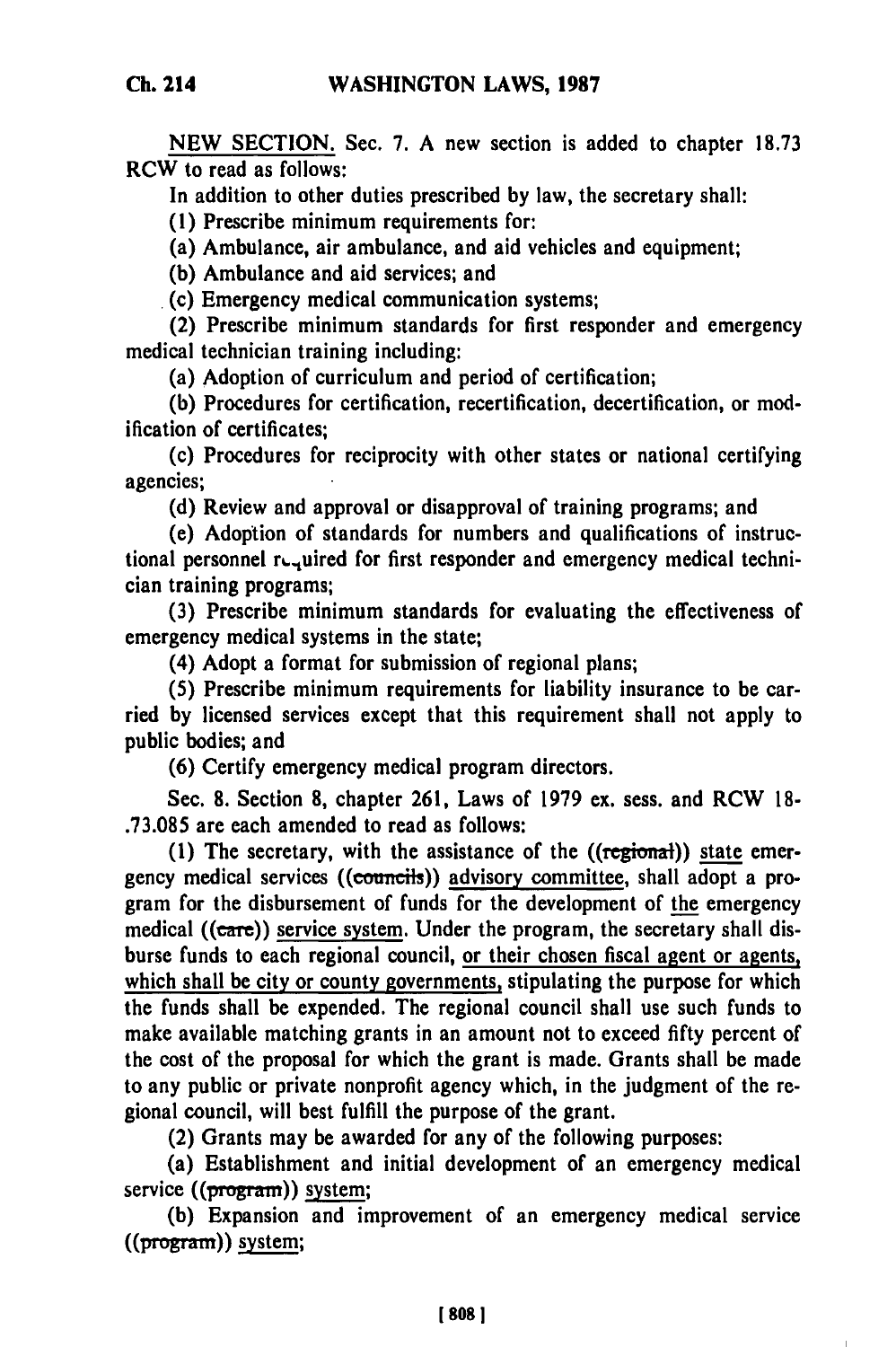NEW SECTION. Sec. 7. A new section is added to chapter 18.73 RCW to read as follows:

In addition to other duties prescribed by law, the secretary shall:

(1) Prescribe minimum requirements for:

(a) Ambulance, air ambulance, and aid vehicles and equipment;

(b) Ambulance and aid services; and

(c) Emergency medical communication systems;

(2) Prescribe minimum standards for first responder and emergency medical technician training including:

(a) Adoption of curriculum and period of certification;

(b) Procedures for certification, recertification, decertification, or modification of certificates;

(c) Procedures for reciprocity with other states or national certifying agencies;

(d) Review and approval or disapproval of training programs; and

(e) Adoption of standards for numbers and qualifications of instructional personnel required for first responder and emergency medical technician training programs;

(3) Prescribe minimum standards for evaluating the effectiveness of emergency medical systems in the state;

(4) Adopt a format for submission of regional plans;

(5) Prescribe minimum requirements for liability insurance to be carried by licensed services except that this requirement shall not apply to public bodies; and

(6) Certify emergency medical program directors.

Sec. 8. Section 8, chapter 261, Laws of 1979 ex. sess. and RCW 18-.73.085 are each amended to read as follows:

(1) The secretary, with the assistance of the ((~~regional~~)) state emergency medical services ((~~councils~~)) advisory committee, shall adopt a program for the disbursement of funds for the development of the emergency medical ((~~care~~)) service system. Under the program, the secretary shall disburse funds to each regional council, or their chosen fiscal agent or agents, which shall be city or county governments, stipulating the purpose for which the funds shall be expended. The regional council shall use such funds to make available matching grants in an amount not to exceed fifty percent of the cost of the proposal for which the grant is made. Grants shall be made to any public or private nonprofit agency which, in the judgment of the regional council, will best fulfill the purpose of the grant.

(2) Grants may be awarded for any of the following purposes:

(a) Establishment and initial development of an emergency medical service ((~~program~~)) system;

(b) Expansion and improvement of an emergency medical service ((~~program~~)) system;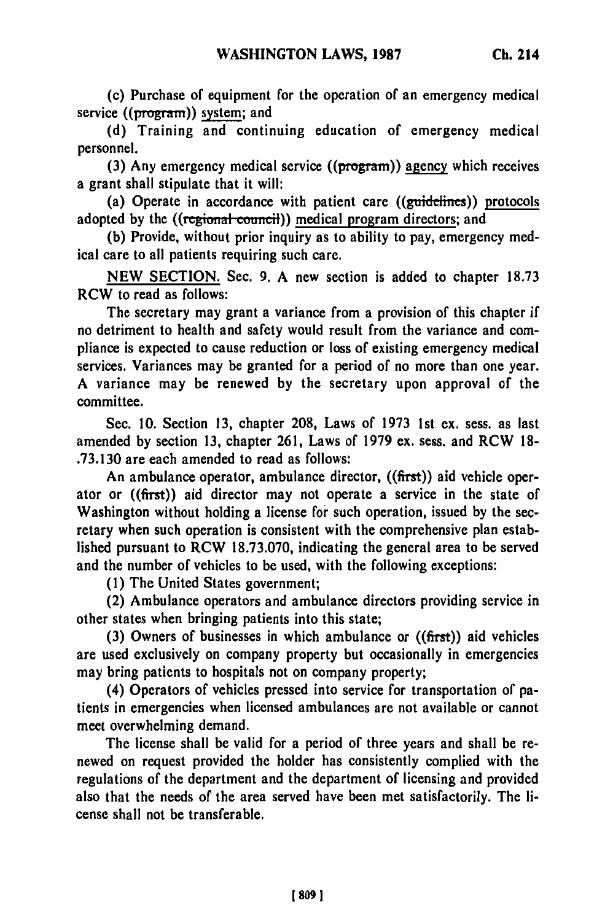(c) Purchase of equipment for the operation of an emergency medical service ((~~program~~)) system; and

(d) Training and continuing education of emergency medical personnel.

(3) Any emergency medical service ((~~program~~)) agency which receives a grant shall stipulate that it will:

(a) Operate in accordance with patient care ((~~guidelines~~)) protocols adopted by the ((~~regional council~~)) medical program directors; and

(b) Provide, without prior inquiry as to ability to pay, emergency medical care to all patients requiring such care.

NEW SECTION. Sec. 9. A new section is added to chapter 18.73 RCW to read as follows:

The secretary may grant a variance from a provision of this chapter if no detriment to health and safety would result from the variance and compliance is expected to cause reduction or loss of existing emergency medical services. Variances may be granted for a period of no more than one year. A variance may be renewed by the secretary upon approval of the committee.

Sec. 10. Section 13, chapter 208, Laws of 1973 1st ex. sess. as last amended by section 13, chapter 261, Laws of 1979 ex. sess. and RCW 18-.73.130 are each amended to read as follows:

An ambulance operator, ambulance director, ((~~first~~)) aid vehicle operator or ((~~first~~)) aid director may not operate a service in the state of Washington without holding a license for such operation, issued by the secretary when such operation is consistent with the comprehensive plan established pursuant to RCW 18.73.070, indicating the general area to be served and the number of vehicles to be used, with the following exceptions:

(1) The United States government;

(2) Ambulance operators and ambulance directors providing service in other states when bringing patients into this state;

(3) Owners of businesses in which ambulance or ((~~first~~)) aid vehicles are used exclusively on company property but occasionally in emergencies may bring patients to hospitals not on company property;

(4) Operators of vehicles pressed into service for transportation of patients in emergencies when licensed ambulances are not available or cannot meet overwhelming demand.

The license shall be valid for a period of three years and shall be renewed on request provided the holder has consistently complied with the regulations of the department and the department of licensing and provided also that the needs of the area served have been met satisfactorily. The license shall not be transferable.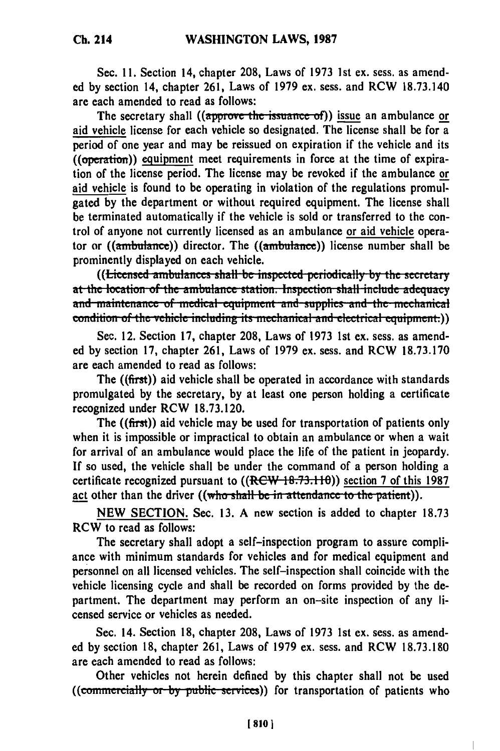Sec. 11. Section 14, chapter 208, Laws of 1973 1st ex. sess. as amended by section 14, chapter 261, Laws of 1979 ex. sess. and RCW 18.73.140 are each amended to read as follows:

The secretary shall ((~~approve the issuance of~~)) issue an ambulance or aid vehicle license for each vehicle so designated. The license shall be for a period of one year and may be reissued on expiration if the vehicle and its ((~~operation~~)) equipment meet requirements in force at the time of expiration of the license period. The license may be revoked if the ambulance or aid vehicle is found to be operating in violation of the regulations promulgated by the department or without required equipment. The license shall be terminated automatically if the vehicle is sold or transferred to the control of anyone not currently licensed as an ambulance or aid vehicle operator or ((~~ambulance~~)) director. The ((~~ambulance~~)) license number shall be prominently displayed on each vehicle.

((~~Licensed ambulances shall be inspected periodically by the secretary at the location of the ambulance station. Inspection shall include adequacy and maintenance of medical equipment and supplies and the mechanical condition of the vehicle including its mechanical and electrical equipment.~~))

Sec. 12. Section 17, chapter 208, Laws of 1973 1st ex. sess. as amended by section 17, chapter 261, Laws of 1979 ex. sess. and RCW 18.73.170 are each amended to read as follows:

The ((~~first~~)) aid vehicle shall be operated in accordance with standards promulgated by the secretary, by at least one person holding a certificate recognized under RCW 18.73.120.

The ((~~first~~)) aid vehicle may be used for transportation of patients only when it is impossible or impractical to obtain an ambulance or when a wait for arrival of an ambulance would place the life of the patient in jeopardy. If so used, the vehicle shall be under the command of a person holding a certificate recognized pursuant to ((~~RCW 18.73.110~~)) section 7 of this 1987 act other than the driver ((~~who shall be in attendance to the patient~~)).

NEW SECTION. Sec. 13. A new section is added to chapter 18.73 RCW to read as follows:

The secretary shall adopt a self-inspection program to assure compliance with minimum standards for vehicles and for medical equipment and personnel on all licensed vehicles. The self-inspection shall coincide with the vehicle licensing cycle and shall be recorded on forms provided by the department. The department may perform an on-site inspection of any licensed service or vehicles as needed.

Sec. 14. Section 18, chapter 208, Laws of 1973 1st ex. sess. as amended by section 18, chapter 261, Laws of 1979 ex. sess. and RCW 18.73.180 are each amended to read as follows:

Other vehicles not herein defined by this chapter shall not be used ((~~commercially or by public services~~)) for transportation of patients who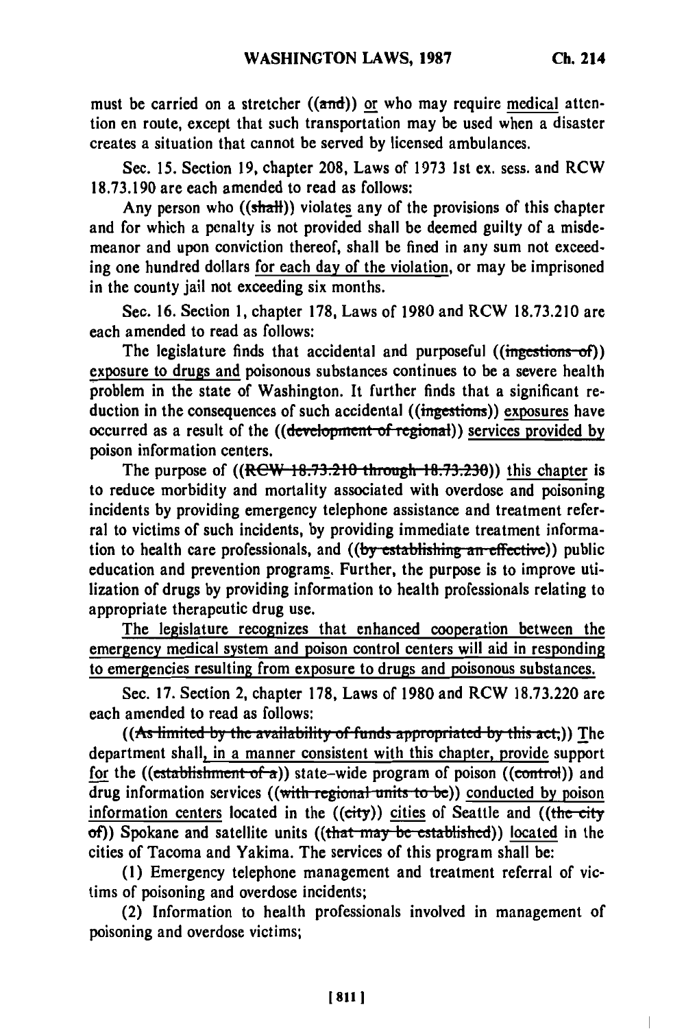must be carried on a stretcher ((and)) or who may require medical attention en route, except that such transportation may be used when a disaster creates a situation that cannot be served by licensed ambulances.

Sec. 15. Section 19, chapter 208, Laws of 1973 1st ex. sess. and RCW 18.73.190 are each amended to read as follows:

Any person who ((shall)) violates any of the provisions of this chapter and for which a penalty is not provided shall be deemed guilty of a misdemeanor and upon conviction thereof, shall be fined in any sum not exceeding one hundred dollars for each day of the violation, or may be imprisoned in the county jail not exceeding six months.

Sec. 16. Section 1, chapter 178, Laws of 1980 and RCW 18.73.210 are each amended to read as follows:

The legislature finds that accidental and purposeful ((ingestions of)) exposure to drugs and poisonous substances continues to be a severe health problem in the state of Washington. It further finds that a significant reduction in the consequences of such accidental ((ingestions)) exposures have occurred as a result of the ((development of regional)) services provided by poison information centers.

The purpose of ((RCW 18.73.210 through 18.73.230)) this chapter is to reduce morbidity and mortality associated with overdose and poisoning incidents by providing emergency telephone assistance and treatment referral to victims of such incidents, by providing immediate treatment information to health care professionals, and ((by establishing an effective)) public education and prevention programs. Further, the purpose is to improve utilization of drugs by providing information to health professionals relating to appropriate therapeutic drug use.

The legislature recognizes that enhanced cooperation between the emergency medical system and poison control centers will aid in responding to emergencies resulting from exposure to drugs and poisonous substances.

Sec. 17. Section 2, chapter 178, Laws of 1980 and RCW 18.73.220 are each amended to read as follows:

((As limited by the availability of funds appropriated by this act,)) The department shall, in a manner consistent with this chapter, provide support for the ((establishment of a)) state-wide program of poison ((control)) and drug information services ((with regional units to be)) conducted by poison information centers located in the ((city)) cities of Seattle and ((the city of)) Spokane and satellite units ((that may be established)) located in the cities of Tacoma and Yakima. The services of this program shall be:

(1) Emergency telephone management and treatment referral of victims of poisoning and overdose incidents;

(2) Information to health professionals involved in management of poisoning and overdose victims;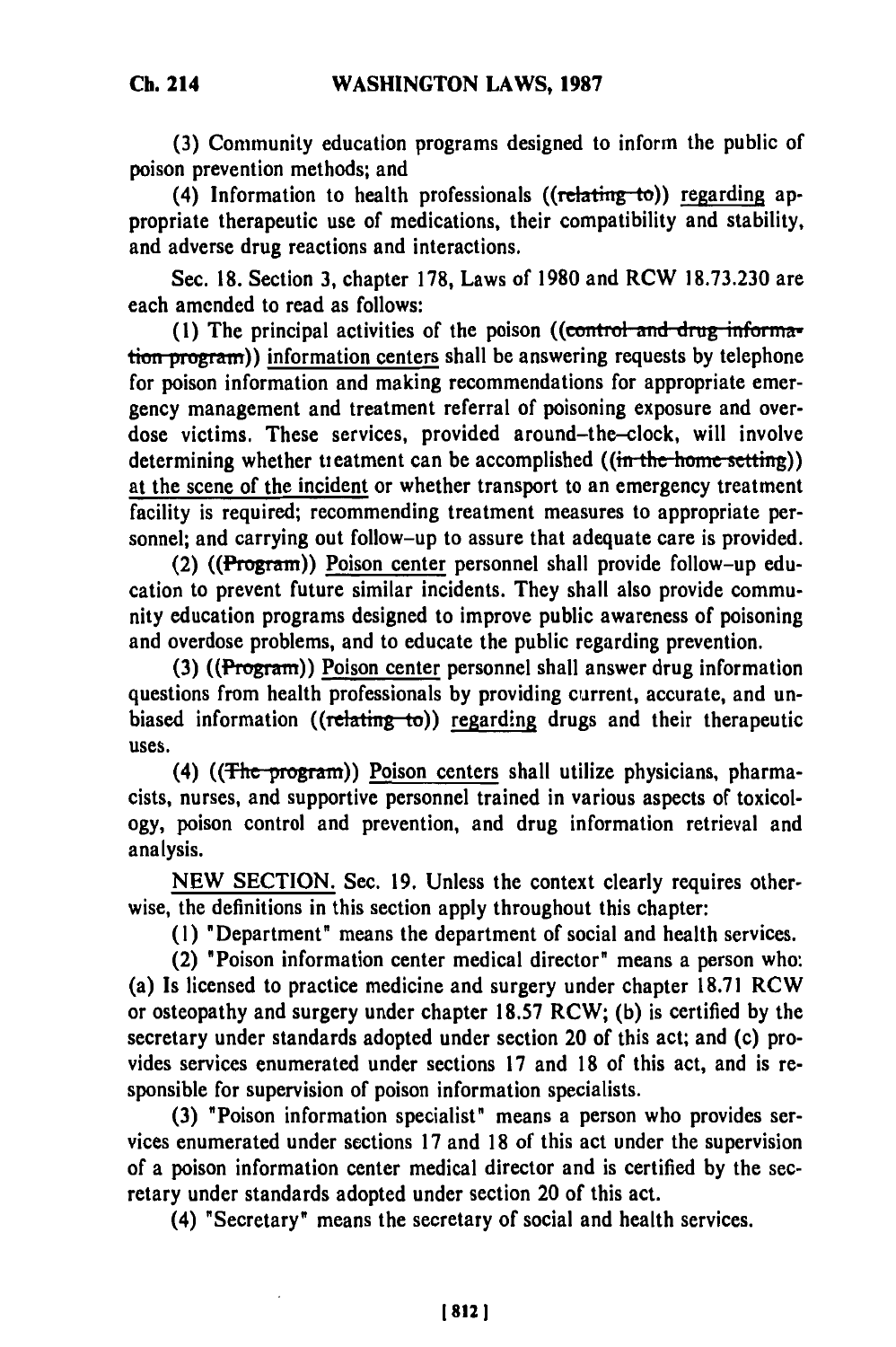(3) Community education programs designed to inform the public of poison prevention methods; and

(4) Information to health professionals ((~~relating to~~)) regarding appropriate therapeutic use of medications, their compatibility and stability, and adverse drug reactions and interactions.

Sec. 18. Section 3, chapter 178, Laws of 1980 and RCW 18.73.230 are each amended to read as follows:

(1) The principal activities of the poison ((~~control and drug information program~~)) information centers shall be answering requests by telephone for poison information and making recommendations for appropriate emergency management and treatment referral of poisoning exposure and overdose victims. These services, provided around-the-clock, will involve determining whether treatment can be accomplished ((~~in the home setting~~)) at the scene of the incident or whether transport to an emergency treatment facility is required; recommending treatment measures to appropriate personnel; and carrying out follow-up to assure that adequate care is provided.

(2) ((~~Program~~)) Poison center personnel shall provide follow-up education to prevent future similar incidents. They shall also provide community education programs designed to improve public awareness of poisoning and overdose problems, and to educate the public regarding prevention.

(3) ((~~Program~~)) Poison center personnel shall answer drug information questions from health professionals by providing current, accurate, and unbiased information ((~~relating to~~)) regarding drugs and their therapeutic uses.

(4) ((~~The program~~)) Poison centers shall utilize physicians, pharmacists, nurses, and supportive personnel trained in various aspects of toxicology, poison control and prevention, and drug information retrieval and analysis.

NEW SECTION. Sec. 19. Unless the context clearly requires otherwise, the definitions in this section apply throughout this chapter:

(1) "Department" means the department of social and health services.

(2) "Poison information center medical director" means a person who: (a) Is licensed to practice medicine and surgery under chapter 18.71 RCW or osteopathy and surgery under chapter 18.57 RCW; (b) is certified by the secretary under standards adopted under section 20 of this act; and (c) provides services enumerated under sections 17 and 18 of this act, and is responsible for supervision of poison information specialists.

(3) "Poison information specialist" means a person who provides services enumerated under sections 17 and 18 of this act under the supervision of a poison information center medical director and is certified by the secretary under standards adopted under section 20 of this act.

(4) "Secretary" means the secretary of social and health services.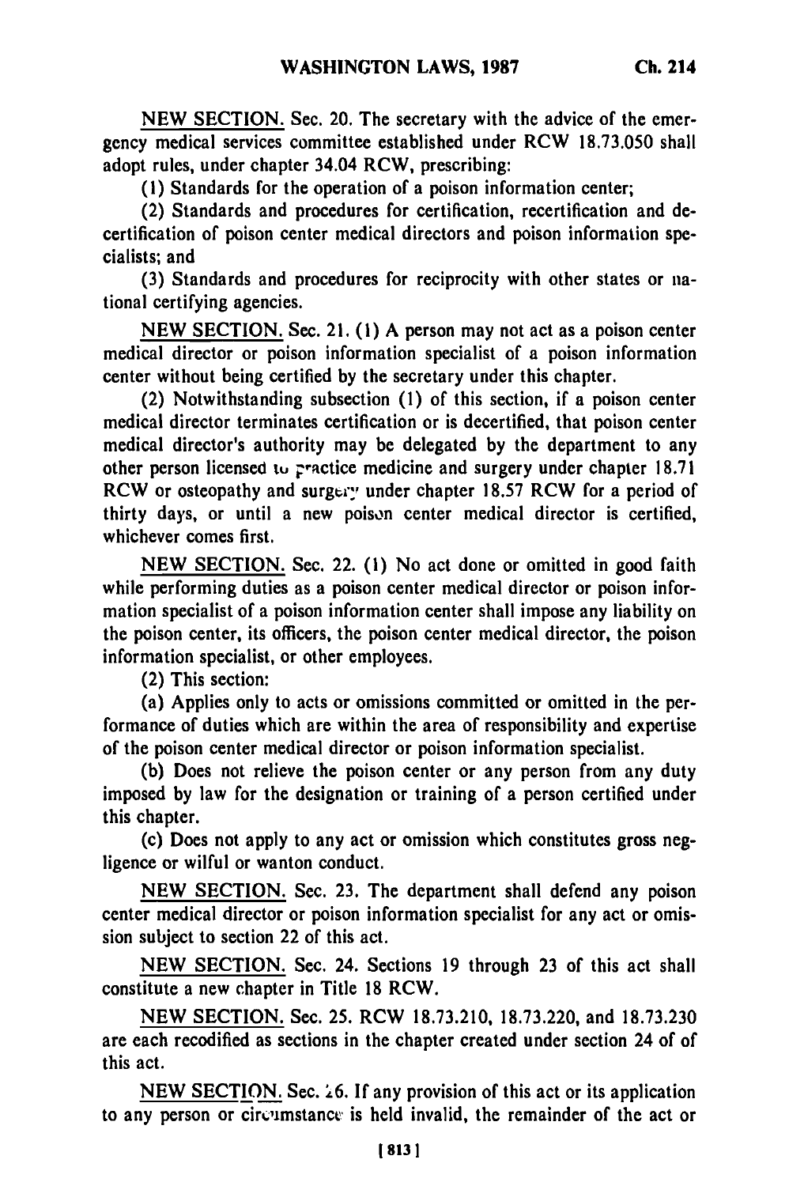NEW SECTION. Sec. 20. The secretary with the advice of the emergency medical services committee established under RCW 18.73.050 shall adopt rules, under chapter 34.04 RCW, prescribing:

(1) Standards for the operation of a poison information center;

(2) Standards and procedures for certification, recertification and decertification of poison center medical directors and poison information specialists; and

(3) Standards and procedures for reciprocity with other states or national certifying agencies.

NEW SECTION. Sec. 21. (1) A person may not act as a poison center medical director or poison information specialist of a poison information center without being certified by the secretary under this chapter.

(2) Notwithstanding subsection (1) of this section, if a poison center medical director terminates certification or is decertified, that poison center medical director's authority may be delegated by the department to any other person licensed to practice medicine and surgery under chapter 18.71 RCW or osteopathy and surgery under chapter 18.57 RCW for a period of thirty days, or until a new poison center medical director is certified, whichever comes first.

NEW SECTION. Sec. 22. (1) No act done or omitted in good faith while performing duties as a poison center medical director or poison information specialist of a poison information center shall impose any liability on the poison center, its officers, the poison center medical director, the poison information specialist, or other employees.

(2) This section:

(a) Applies only to acts or omissions committed or omitted in the performance of duties which are within the area of responsibility and expertise of the poison center medical director or poison information specialist.

(b) Does not relieve the poison center or any person from any duty imposed by law for the designation or training of a person certified under this chapter.

(c) Does not apply to any act or omission which constitutes gross negligence or wilful or wanton conduct.

NEW SECTION. Sec. 23. The department shall defend any poison center medical director or poison information specialist for any act or omission subject to section 22 of this act.

NEW SECTION. Sec. 24. Sections 19 through 23 of this act shall constitute a new chapter in Title 18 RCW.

NEW SECTION. Sec. 25. RCW 18.73.210, 18.73.220, and 18.73.230 are each recodified as sections in the chapter created under section 24 of of this act.

NEW SECTION. Sec. 26. If any provision of this act or its application to any person or circumstance is held invalid, the remainder of the act or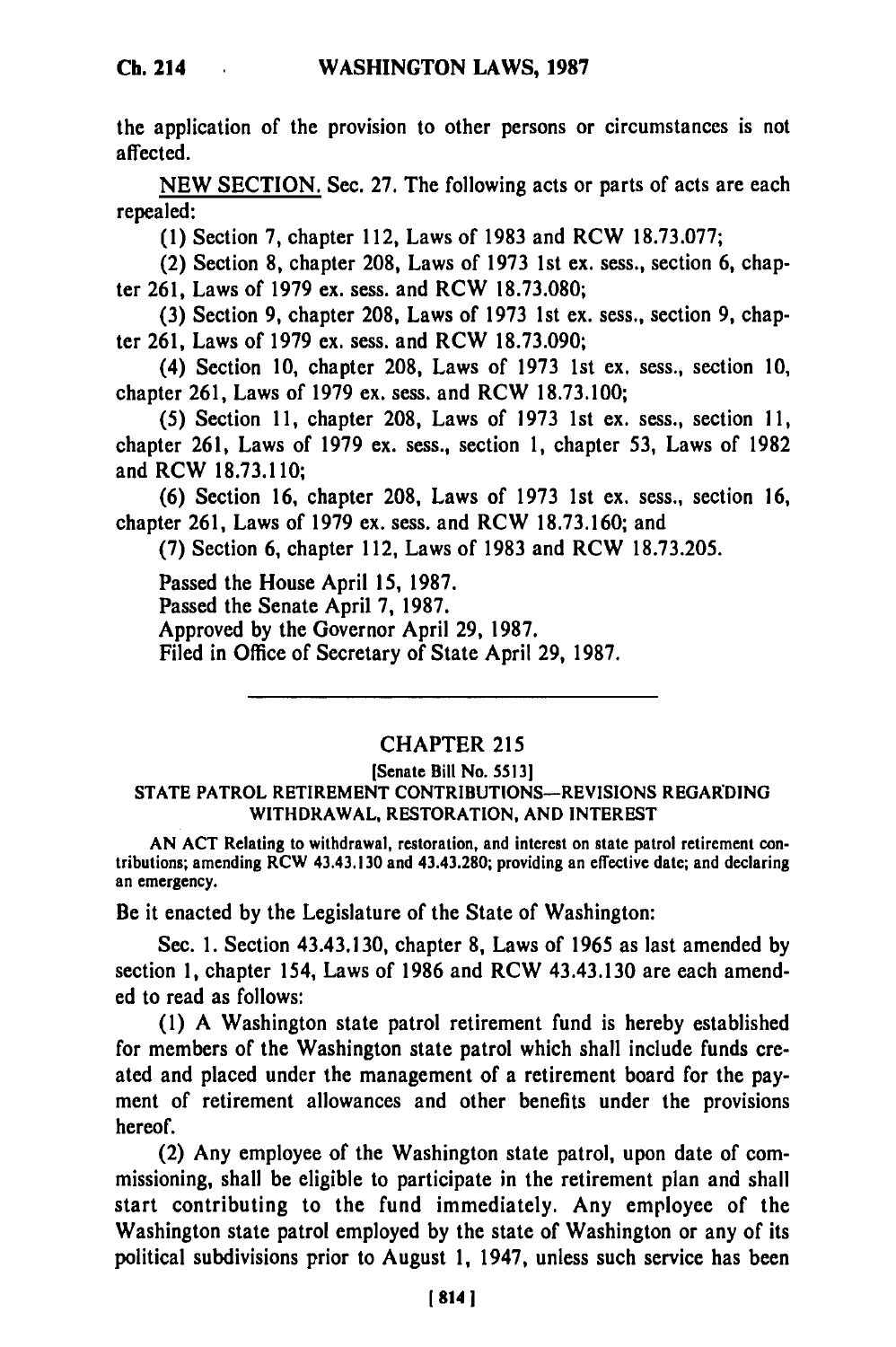the application of the provision to other persons or circumstances is not affected.

NEW SECTION. Sec. 27. The following acts or parts of acts are each repealed:

(1) Section 7, chapter 112, Laws of 1983 and RCW 18.73.077;

(2) Section 8, chapter 208, Laws of 1973 1st ex. sess., section 6, chapter 261, Laws of 1979 ex. sess. and RCW 18.73.080;

(3) Section 9, chapter 208, Laws of 1973 1st ex. sess., section 9, chapter 261, Laws of 1979 ex. sess. and RCW 18.73.090;

(4) Section 10, chapter 208, Laws of 1973 1st ex. sess., section 10, chapter 261, Laws of 1979 ex. sess. and RCW 18.73.100;

(5) Section 11, chapter 208, Laws of 1973 1st ex. sess., section 11, chapter 261, Laws of 1979 ex. sess., section 1, chapter 53, Laws of 1982 and RCW 18.73.110;

(6) Section 16, chapter 208, Laws of 1973 1st ex. sess., section 16, chapter 261, Laws of 1979 ex. sess. and RCW 18.73.160; and

(7) Section 6, chapter 112, Laws of 1983 and RCW 18.73.205.

Passed the House April 15, 1987.
Passed the Senate April 7, 1987.
Approved by the Governor April 29, 1987.
Filed in Office of Secretary of State April 29, 1987.

---

## CHAPTER 215

[Senate Bill No. 5513]

### STATE PATROL RETIREMENT CONTRIBUTIONS—REVISIONS REGARDING WITHDRAWAL, RESTORATION, AND INTEREST

AN ACT Relating to withdrawal, restoration, and interest on state patrol retirement contributions; amending RCW 43.43.130 and 43.43.280; providing an effective date; and declaring an emergency.

Be it enacted by the Legislature of the State of Washington:

Sec. 1. Section 43.43.130, chapter 8, Laws of 1965 as last amended by section 1, chapter 154, Laws of 1986 and RCW 43.43.130 are each amended to read as follows:

(1) A Washington state patrol retirement fund is hereby established for members of the Washington state patrol which shall include funds created and placed under the management of a retirement board for the payment of retirement allowances and other benefits under the provisions hereof.

(2) Any employee of the Washington state patrol, upon date of commissioning, shall be eligible to participate in the retirement plan and shall start contributing to the fund immediately. Any employee of the Washington state patrol employed by the state of Washington or any of its political subdivisions prior to August 1, 1947, unless such service has been